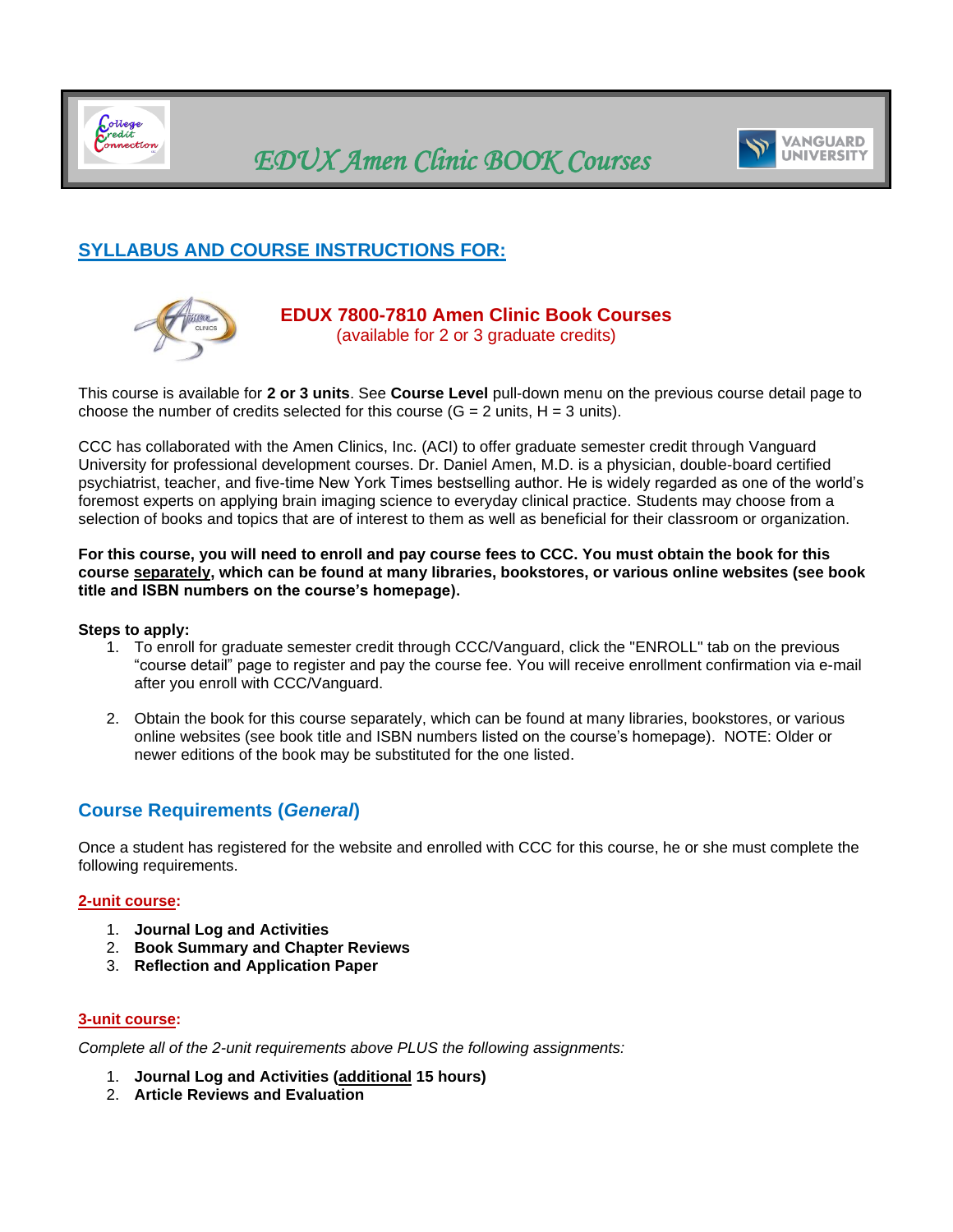# EDUX Amen Clinic BOOK Courses

## SYLLABUS AND COURSE INSTRUCTIONS FOR:

### EDUX 7800-7810 Amen Clinic Book Courses
(available for 2 or 3 graduate credits)

This course is available for **2 or 3 units**. See **Course Level** pull-down menu on the previous course detail page to choose the number of credits selected for this course (G = 2 units, H = 3 units).

CCC has collaborated with the Amen Clinics, Inc. (ACI) to offer graduate semester credit through Vanguard University for professional development courses. Dr. Daniel Amen, M.D. is a physician, double-board certified psychiatrist, teacher, and five-time New York Times bestselling author. He is widely regarded as one of the world's foremost experts on applying brain imaging science to everyday clinical practice. Students may choose from a selection of books and topics that are of interest to them as well as beneficial for their classroom or organization.

**For this course, you will need to enroll and pay course fees to CCC. You must obtain the book for this course separately, which can be found at many libraries, bookstores, or various online websites (see book title and ISBN numbers on the course's homepage).**

**Steps to apply:**

1. To enroll for graduate semester credit through CCC/Vanguard, click the "ENROLL" tab on the previous "course detail" page to register and pay the course fee. You will receive enrollment confirmation via e-mail after you enroll with CCC/Vanguard.

2. Obtain the book for this course separately, which can be found at many libraries, bookstores, or various online websites (see book title and ISBN numbers listed on the course's homepage). NOTE: Older or newer editions of the book may be substituted for the one listed.

## Course Requirements (*General*)

Once a student has registered for the website and enrolled with CCC for this course, he or she must complete the following requirements.

#### 2-unit course:

1. **Journal Log and Activities**
2. **Book Summary and Chapter Reviews**
3. **Reflection and Application Paper**

#### 3-unit course:

*Complete all of the 2-unit requirements above PLUS the following assignments:*

1. **Journal Log and Activities (additional 15 hours)**
2. **Article Reviews and Evaluation**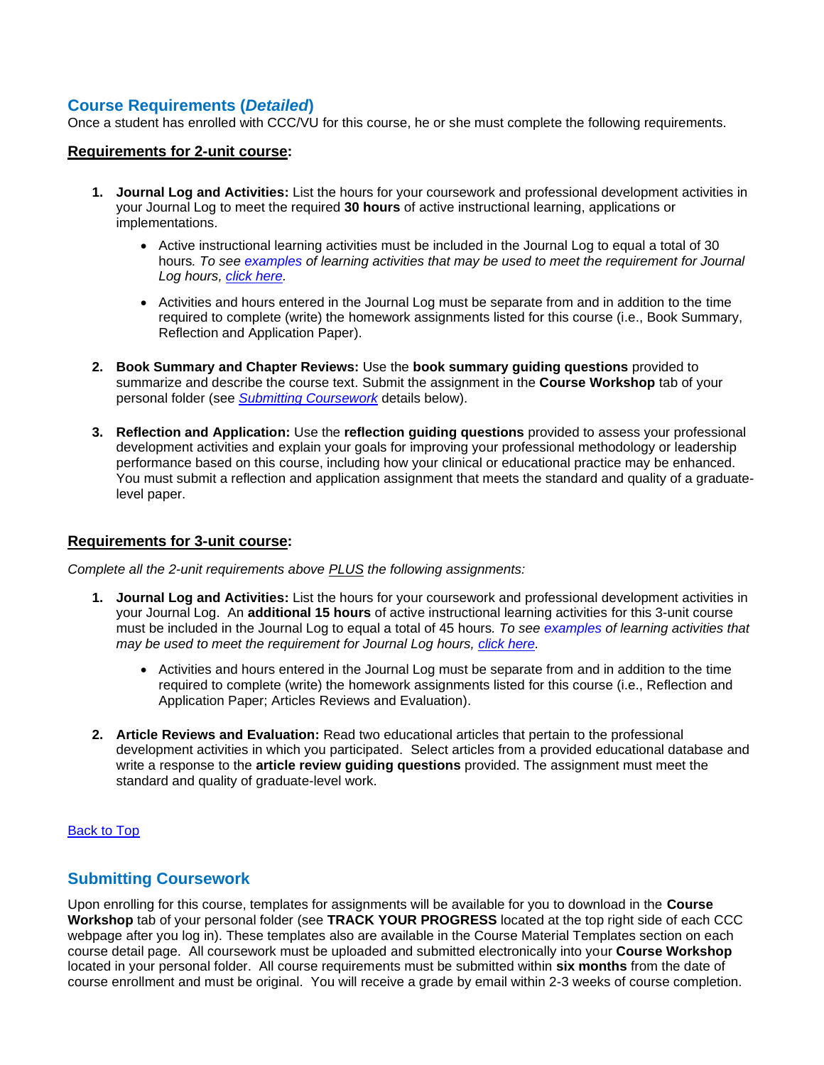## Course Requirements (*Detailed*)

Once a student has enrolled with CCC/VU for this course, he or she must complete the following requirements.

### Requirements for 2-unit course:

1. **Journal Log and Activities:** List the hours for your coursework and professional development activities in your Journal Log to meet the required **30 hours** of active instructional learning, applications or implementations.
   - Active instructional learning activities must be included in the Journal Log to equal a total of 30 hours*. To see examples of learning activities that may be used to meet the requirement for Journal Log hours, click here.*
   - Activities and hours entered in the Journal Log must be separate from and in addition to the time required to complete (write) the homework assignments listed for this course (i.e., Book Summary, Reflection and Application Paper).
2. **Book Summary and Chapter Reviews:** Use the **book summary guiding questions** provided to summarize and describe the course text. Submit the assignment in the **Course Workshop** tab of your personal folder (see *Submitting Coursework* details below).
3. **Reflection and Application:** Use the **reflection guiding questions** provided to assess your professional development activities and explain your goals for improving your professional methodology or leadership performance based on this course, including how your clinical or educational practice may be enhanced. You must submit a reflection and application assignment that meets the standard and quality of a graduate-level paper.

### Requirements for 3-unit course:

*Complete all the 2-unit requirements above PLUS the following assignments:*

1. **Journal Log and Activities:** List the hours for your coursework and professional development activities in your Journal Log. An **additional 15 hours** of active instructional learning activities for this 3-unit course must be included in the Journal Log to equal a total of 45 hours*. To see examples of learning activities that may be used to meet the requirement for Journal Log hours, click here.*
   - Activities and hours entered in the Journal Log must be separate from and in addition to the time required to complete (write) the homework assignments listed for this course (i.e., Reflection and Application Paper; Articles Reviews and Evaluation).
2. **Article Reviews and Evaluation:** Read two educational articles that pertain to the professional development activities in which you participated. Select articles from a provided educational database and write a response to the **article review guiding questions** provided. The assignment must meet the standard and quality of graduate-level work.

Back to Top

## Submitting Coursework

Upon enrolling for this course, templates for assignments will be available for you to download in the **Course Workshop** tab of your personal folder (see **TRACK YOUR PROGRESS** located at the top right side of each CCC webpage after you log in). These templates also are available in the Course Material Templates section on each course detail page. All coursework must be uploaded and submitted electronically into your **Course Workshop** located in your personal folder. All course requirements must be submitted within **six months** from the date of course enrollment and must be original. You will receive a grade by email within 2-3 weeks of course completion.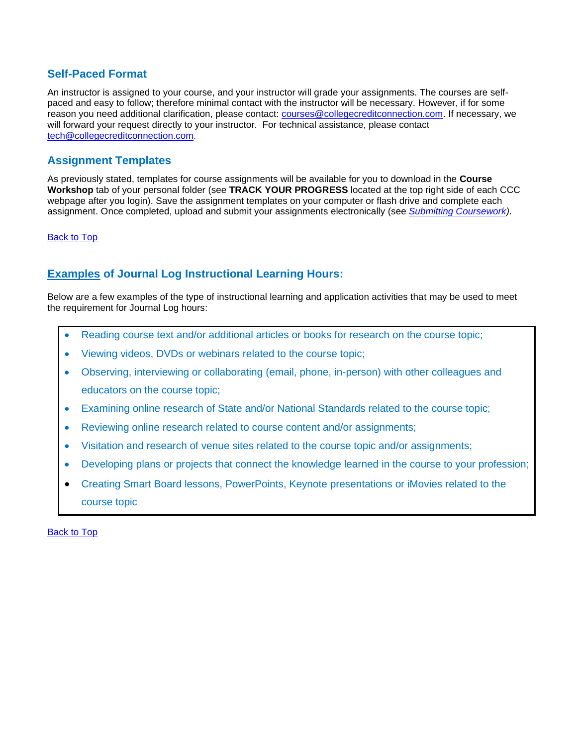## Self-Paced Format

An instructor is assigned to your course, and your instructor will grade your assignments. The courses are self-paced and easy to follow; therefore minimal contact with the instructor will be necessary. However, if for some reason you need additional clarification, please contact: courses@collegecreditconnection.com. If necessary, we will forward your request directly to your instructor. For technical assistance, please contact tech@collegecreditconnection.com.

## Assignment Templates

As previously stated, templates for course assignments will be available for you to download in the **Course Workshop** tab of your personal folder (see **TRACK YOUR PROGRESS** located at the top right side of each CCC webpage after you login). Save the assignment templates on your computer or flash drive and complete each assignment. Once completed, upload and submit your assignments electronically (see *Submitting Coursework*).

Back to Top

## Examples of Journal Log Instructional Learning Hours:

Below are a few examples of the type of instructional learning and application activities that may be used to meet the requirement for Journal Log hours:

- Reading course text and/or additional articles or books for research on the course topic;
- Viewing videos, DVDs or webinars related to the course topic;
- Observing, interviewing or collaborating (email, phone, in-person) with other colleagues and educators on the course topic;
- Examining online research of State and/or National Standards related to the course topic;
- Reviewing online research related to course content and/or assignments;
- Visitation and research of venue sites related to the course topic and/or assignments;
- Developing plans or projects that connect the knowledge learned in the course to your profession;
- Creating Smart Board lessons, PowerPoints, Keynote presentations or iMovies related to the course topic

Back to Top